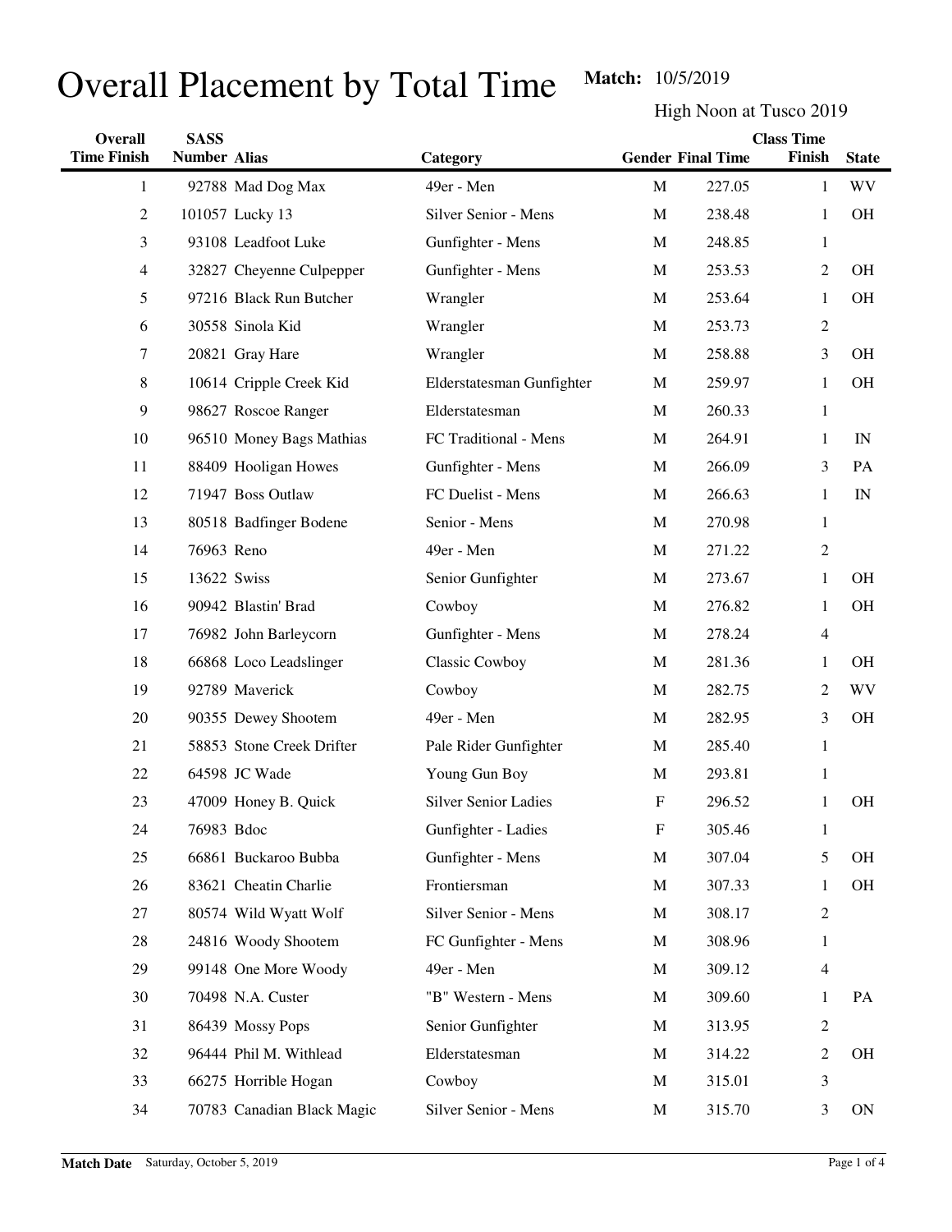# Overall Placement by Total Time

**Match:** 10/5/2019

High Noon at Tusco 2019

| Overall Time Finish | SASS Number | Alias | Category | Gender | Final Time | Class Time Finish | State |
|---|---|---|---|---|---|---|---|
| 1 | 92788 | Mad Dog Max | 49er - Men | M | 227.05 | 1 | WV |
| 2 | 101057 | Lucky 13 | Silver Senior - Mens | M | 238.48 | 1 | OH |
| 3 | 93108 | Leadfoot Luke | Gunfighter - Mens | M | 248.85 | 1 | |
| 4 | 32827 | Cheyenne Culpepper | Gunfighter - Mens | M | 253.53 | 2 | OH |
| 5 | 97216 | Black Run Butcher | Wrangler | M | 253.64 | 1 | OH |
| 6 | 30558 | Sinola Kid | Wrangler | M | 253.73 | 2 | |
| 7 | 20821 | Gray Hare | Wrangler | M | 258.88 | 3 | OH |
| 8 | 10614 | Cripple Creek Kid | Elderstatesman Gunfighter | M | 259.97 | 1 | OH |
| 9 | 98627 | Roscoe Ranger | Elderstatesman | M | 260.33 | 1 | |
| 10 | 96510 | Money Bags Mathias | FC Traditional - Mens | M | 264.91 | 1 | IN |
| 11 | 88409 | Hooligan Howes | Gunfighter - Mens | M | 266.09 | 3 | PA |
| 12 | 71947 | Boss Outlaw | FC Duelist - Mens | M | 266.63 | 1 | IN |
| 13 | 80518 | Badfinger Bodene | Senior - Mens | M | 270.98 | 1 | |
| 14 | 76963 | Reno | 49er - Men | M | 271.22 | 2 | |
| 15 | 13622 | Swiss | Senior Gunfighter | M | 273.67 | 1 | OH |
| 16 | 90942 | Blastin' Brad | Cowboy | M | 276.82 | 1 | OH |
| 17 | 76982 | John Barleycorn | Gunfighter - Mens | M | 278.24 | 4 | |
| 18 | 66868 | Loco Leadslinger | Classic Cowboy | M | 281.36 | 1 | OH |
| 19 | 92789 | Maverick | Cowboy | M | 282.75 | 2 | WV |
| 20 | 90355 | Dewey Shootem | 49er - Men | M | 282.95 | 3 | OH |
| 21 | 58853 | Stone Creek Drifter | Pale Rider Gunfighter | M | 285.40 | 1 | |
| 22 | 64598 | JC Wade | Young Gun Boy | M | 293.81 | 1 | |
| 23 | 47009 | Honey B. Quick | Silver Senior Ladies | F | 296.52 | 1 | OH |
| 24 | 76983 | Bdoc | Gunfighter - Ladies | F | 305.46 | 1 | |
| 25 | 66861 | Buckaroo Bubba | Gunfighter - Mens | M | 307.04 | 5 | OH |
| 26 | 83621 | Cheatin Charlie | Frontiersman | M | 307.33 | 1 | OH |
| 27 | 80574 | Wild Wyatt Wolf | Silver Senior - Mens | M | 308.17 | 2 | |
| 28 | 24816 | Woody Shootem | FC Gunfighter - Mens | M | 308.96 | 1 | |
| 29 | 99148 | One More Woody | 49er - Men | M | 309.12 | 4 | |
| 30 | 70498 | N.A. Custer | "B" Western - Mens | M | 309.60 | 1 | PA |
| 31 | 86439 | Mossy Pops | Senior Gunfighter | M | 313.95 | 2 | |
| 32 | 96444 | Phil M. Withlead | Elderstatesman | M | 314.22 | 2 | OH |
| 33 | 66275 | Horrible Hogan | Cowboy | M | 315.01 | 3 | |
| 34 | 70783 | Canadian Black Magic | Silver Senior - Mens | M | 315.70 | 3 | ON |

**Match Date** Saturday, October 5, 2019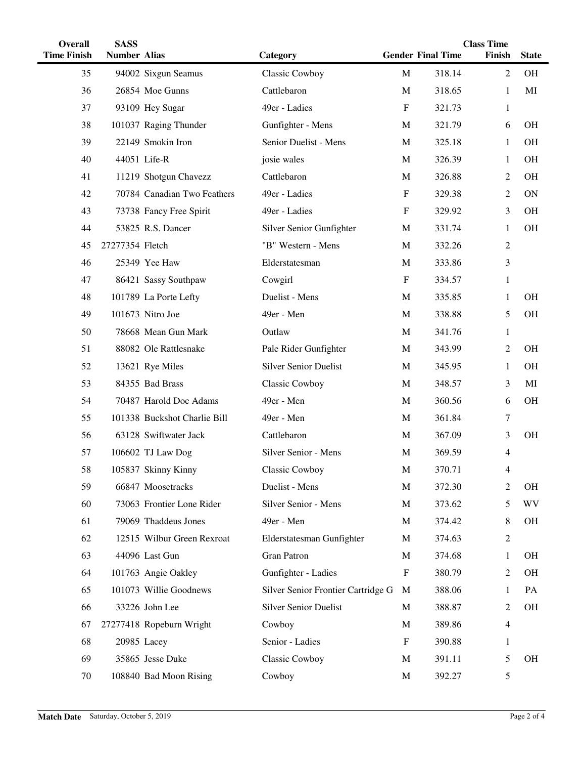| Overall Time Finish | SASS Number | Alias | Category | Gender | Final Time | Class Time Finish | State |
|---|---|---|---|---|---|---|---|
| 35 | 94002 | Sixgun Seamus | Classic Cowboy | M | 318.14 | 2 | OH |
| 36 | 26854 | Moe Gunns | Cattlebaron | M | 318.65 | 1 | MI |
| 37 | 93109 | Hey Sugar | 49er - Ladies | F | 321.73 | 1 | |
| 38 | 101037 | Raging Thunder | Gunfighter - Mens | M | 321.79 | 6 | OH |
| 39 | 22149 | Smokin Iron | Senior Duelist - Mens | M | 325.18 | 1 | OH |
| 40 | 44051 | Life-R | josie wales | M | 326.39 | 1 | OH |
| 41 | 11219 | Shotgun Chavezz | Cattlebaron | M | 326.88 | 2 | OH |
| 42 | 70784 | Canadian Two Feathers | 49er - Ladies | F | 329.38 | 2 | ON |
| 43 | 73738 | Fancy Free Spirit | 49er - Ladies | F | 329.92 | 3 | OH |
| 44 | 53825 | R.S. Dancer | Silver Senior Gunfighter | M | 331.74 | 1 | OH |
| 45 | 27277354 | Fletch | "B" Western - Mens | M | 332.26 | 2 | |
| 46 | 25349 | Yee Haw | Elderstatesman | M | 333.86 | 3 | |
| 47 | 86421 | Sassy Southpaw | Cowgirl | F | 334.57 | 1 | |
| 48 | 101789 | La Porte Lefty | Duelist - Mens | M | 335.85 | 1 | OH |
| 49 | 101673 | Nitro Joe | 49er - Men | M | 338.88 | 5 | OH |
| 50 | 78668 | Mean Gun Mark | Outlaw | M | 341.76 | 1 | |
| 51 | 88082 | Ole Rattlesnake | Pale Rider Gunfighter | M | 343.99 | 2 | OH |
| 52 | 13621 | Rye Miles | Silver Senior Duelist | M | 345.95 | 1 | OH |
| 53 | 84355 | Bad Brass | Classic Cowboy | M | 348.57 | 3 | MI |
| 54 | 70487 | Harold Doc Adams | 49er - Men | M | 360.56 | 6 | OH |
| 55 | 101338 | Buckshot Charlie Bill | 49er - Men | M | 361.84 | 7 | |
| 56 | 63128 | Swiftwater Jack | Cattlebaron | M | 367.09 | 3 | OH |
| 57 | 106602 | TJ Law Dog | Silver Senior - Mens | M | 369.59 | 4 | |
| 58 | 105837 | Skinny Kinny | Classic Cowboy | M | 370.71 | 4 | |
| 59 | 66847 | Moosetracks | Duelist - Mens | M | 372.30 | 2 | OH |
| 60 | 73063 | Frontier Lone Rider | Silver Senior - Mens | M | 373.62 | 5 | WV |
| 61 | 79069 | Thaddeus Jones | 49er - Men | M | 374.42 | 8 | OH |
| 62 | 12515 | Wilbur Green Rexroat | Elderstatesman Gunfighter | M | 374.63 | 2 | |
| 63 | 44096 | Last Gun | Gran Patron | M | 374.68 | 1 | OH |
| 64 | 101763 | Angie Oakley | Gunfighter - Ladies | F | 380.79 | 2 | OH |
| 65 | 101073 | Willie Goodnews | Silver Senior Frontier Cartridge G | M | 388.06 | 1 | PA |
| 66 | 33226 | John Lee | Silver Senior Duelist | M | 388.87 | 2 | OH |
| 67 | 27277418 | Ropeburn Wright | Cowboy | M | 389.86 | 4 | |
| 68 | 20985 | Lacey | Senior - Ladies | F | 390.88 | 1 | |
| 69 | 35865 | Jesse Duke | Classic Cowboy | M | 391.11 | 5 | OH |
| 70 | 108840 | Bad Moon Rising | Cowboy | M | 392.27 | 5 | |

**Match Date** Saturday, October 5, 2019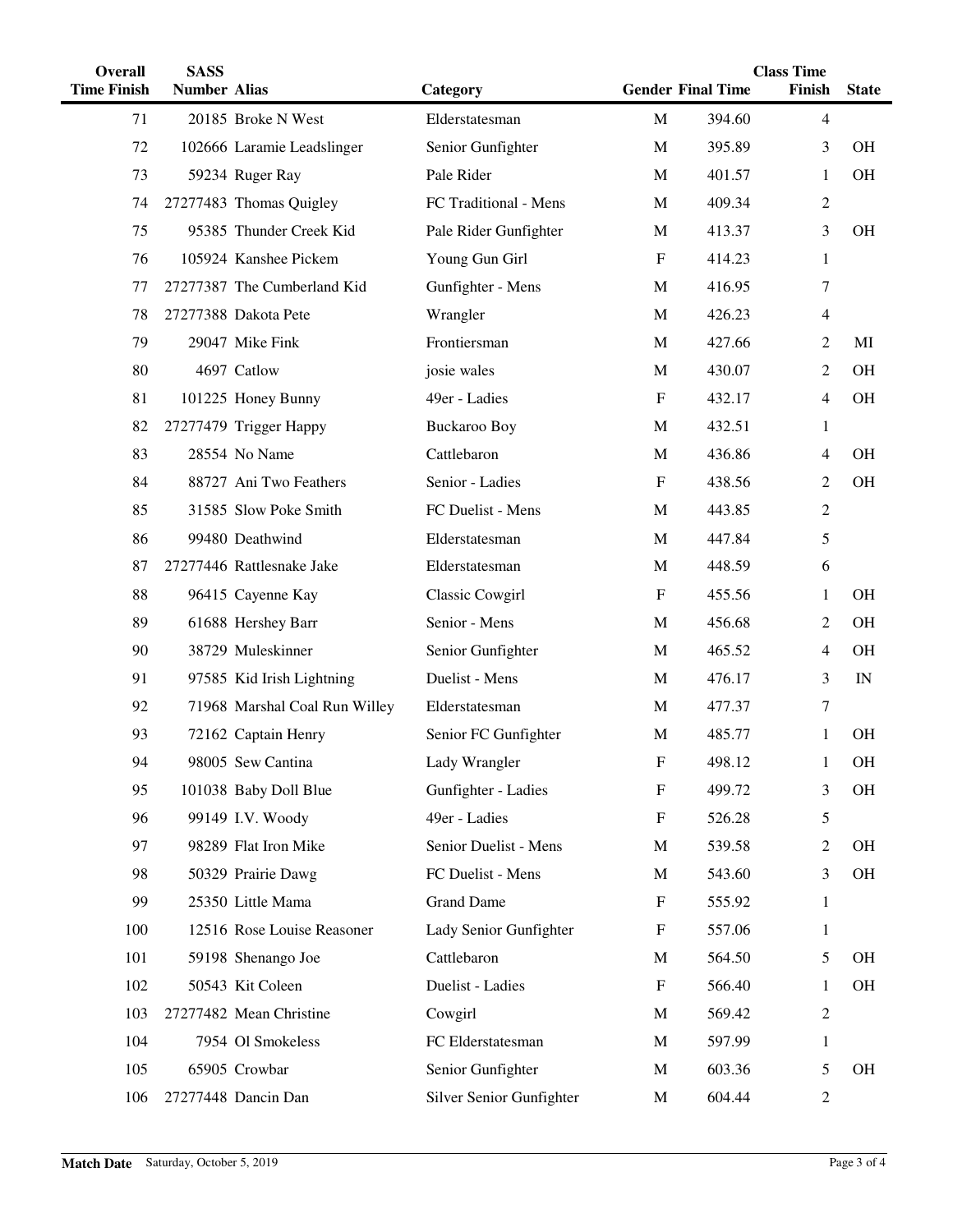| Overall Time Finish | SASS Number | Alias | Category | Gender | Final Time | Class Time Finish | State |
|---|---|---|---|---|---|---|---|
| 71 | 20185 | Broke N West | Elderstatesman | M | 394.60 | 4 | |
| 72 | 102666 | Laramie Leadslinger | Senior Gunfighter | M | 395.89 | 3 | OH |
| 73 | 59234 | Ruger Ray | Pale Rider | M | 401.57 | 1 | OH |
| 74 | 27277483 | Thomas Quigley | FC Traditional - Mens | M | 409.34 | 2 | |
| 75 | 95385 | Thunder Creek Kid | Pale Rider Gunfighter | M | 413.37 | 3 | OH |
| 76 | 105924 | Kanshee Pickem | Young Gun Girl | F | 414.23 | 1 | |
| 77 | 27277387 | The Cumberland Kid | Gunfighter - Mens | M | 416.95 | 7 | |
| 78 | 27277388 | Dakota Pete | Wrangler | M | 426.23 | 4 | |
| 79 | 29047 | Mike Fink | Frontiersman | M | 427.66 | 2 | MI |
| 80 | 4697 | Catlow | josie wales | M | 430.07 | 2 | OH |
| 81 | 101225 | Honey Bunny | 49er - Ladies | F | 432.17 | 4 | OH |
| 82 | 27277479 | Trigger Happy | Buckaroo Boy | M | 432.51 | 1 | |
| 83 | 28554 | No Name | Cattlebaron | M | 436.86 | 4 | OH |
| 84 | 88727 | Ani Two Feathers | Senior - Ladies | F | 438.56 | 2 | OH |
| 85 | 31585 | Slow Poke Smith | FC Duelist - Mens | M | 443.85 | 2 | |
| 86 | 99480 | Deathwind | Elderstatesman | M | 447.84 | 5 | |
| 87 | 27277446 | Rattlesnake Jake | Elderstatesman | M | 448.59 | 6 | |
| 88 | 96415 | Cayenne Kay | Classic Cowgirl | F | 455.56 | 1 | OH |
| 89 | 61688 | Hershey Barr | Senior - Mens | M | 456.68 | 2 | OH |
| 90 | 38729 | Muleskinner | Senior Gunfighter | M | 465.52 | 4 | OH |
| 91 | 97585 | Kid Irish Lightning | Duelist - Mens | M | 476.17 | 3 | IN |
| 92 | 71968 | Marshal Coal Run Willey | Elderstatesman | M | 477.37 | 7 | |
| 93 | 72162 | Captain Henry | Senior FC Gunfighter | M | 485.77 | 1 | OH |
| 94 | 98005 | Sew Cantina | Lady Wrangler | F | 498.12 | 1 | OH |
| 95 | 101038 | Baby Doll Blue | Gunfighter - Ladies | F | 499.72 | 3 | OH |
| 96 | 99149 | I.V. Woody | 49er - Ladies | F | 526.28 | 5 | |
| 97 | 98289 | Flat Iron Mike | Senior Duelist - Mens | M | 539.58 | 2 | OH |
| 98 | 50329 | Prairie Dawg | FC Duelist - Mens | M | 543.60 | 3 | OH |
| 99 | 25350 | Little Mama | Grand Dame | F | 555.92 | 1 | |
| 100 | 12516 | Rose Louise Reasoner | Lady Senior Gunfighter | F | 557.06 | 1 | |
| 101 | 59198 | Shenango Joe | Cattlebaron | M | 564.50 | 5 | OH |
| 102 | 50543 | Kit Coleen | Duelist - Ladies | F | 566.40 | 1 | OH |
| 103 | 27277482 | Mean Christine | Cowgirl | M | 569.42 | 2 | |
| 104 | 7954 | Ol Smokeless | FC Elderstatesman | M | 597.99 | 1 | |
| 105 | 65905 | Crowbar | Senior Gunfighter | M | 603.36 | 5 | OH |
| 106 | 27277448 | Dancin Dan | Silver Senior Gunfighter | M | 604.44 | 2 | |

**Match Date** Saturday, October 5, 2019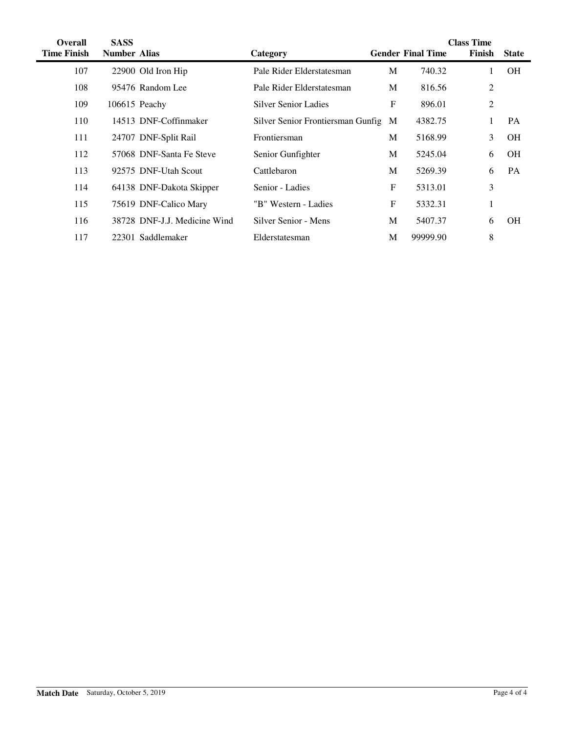| Overall Time Finish | SASS Number | Alias | Category | Gender | Final Time | Class Time Finish | State |
|---|---|---|---|---|---|---|---|
| 107 | 22900 | Old Iron Hip | Pale Rider Elderstatesman | M | 740.32 | 1 | OH |
| 108 | 95476 | Random Lee | Pale Rider Elderstatesman | M | 816.56 | 2 | |
| 109 | 106615 | Peachy | Silver Senior Ladies | F | 896.01 | 2 | |
| 110 | 14513 | DNF-Coffinmaker | Silver Senior Frontiersman Gunfig | M | 4382.75 | 1 | PA |
| 111 | 24707 | DNF-Split Rail | Frontiersman | M | 5168.99 | 3 | OH |
| 112 | 57068 | DNF-Santa Fe Steve | Senior Gunfighter | M | 5245.04 | 6 | OH |
| 113 | 92575 | DNF-Utah Scout | Cattlebaron | M | 5269.39 | 6 | PA |
| 114 | 64138 | DNF-Dakota Skipper | Senior - Ladies | F | 5313.01 | 3 | |
| 115 | 75619 | DNF-Calico Mary | "B" Western - Ladies | F | 5332.31 | 1 | |
| 116 | 38728 | DNF-J.J. Medicine Wind | Silver Senior - Mens | M | 5407.37 | 6 | OH |
| 117 | 22301 | Saddlemaker | Elderstatesman | M | 99999.90 | 8 | |

**Match Date** Saturday, October 5, 2019